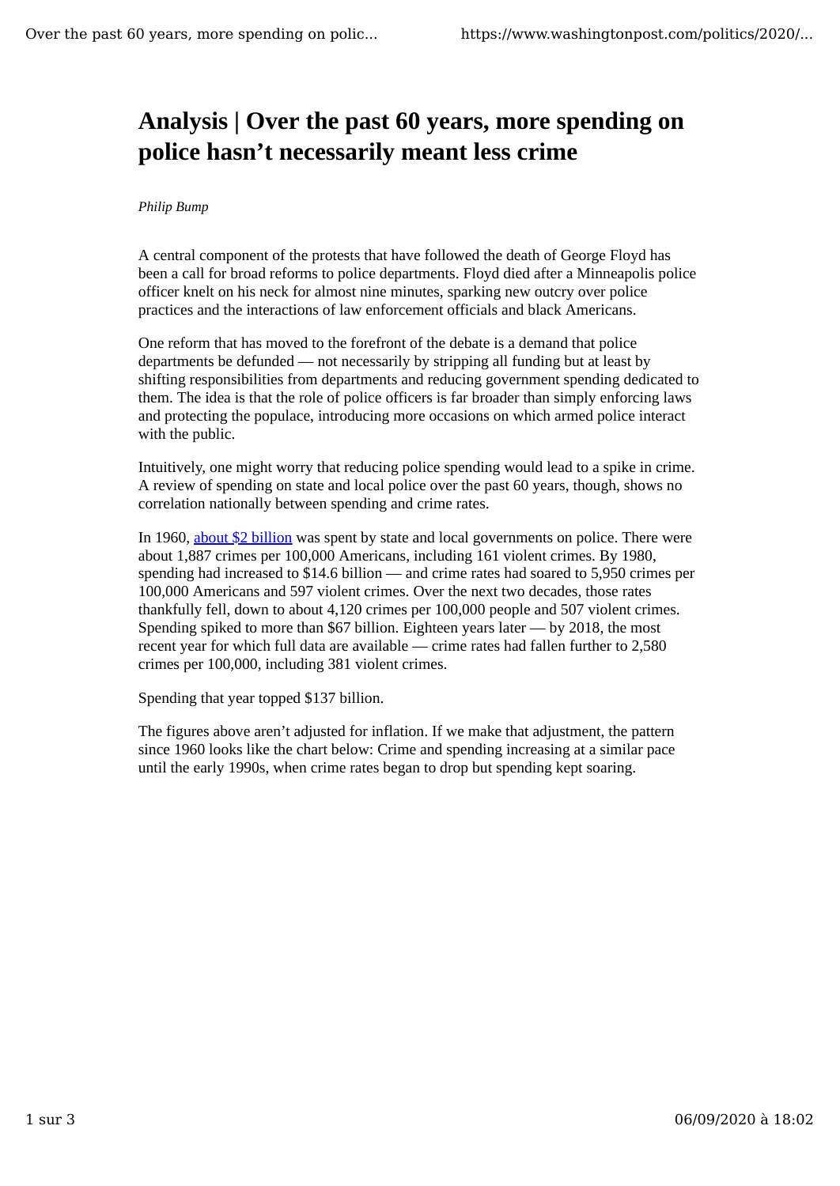# Analysis | Over the past 60 years, more spending on police hasn't necessarily meant less crime

*Philip Bump*

A central component of the protests that have followed the death of George Floyd has been a call for broad reforms to police departments. Floyd died after a Minneapolis police officer knelt on his neck for almost nine minutes, sparking new outcry over police practices and the interactions of law enforcement officials and black Americans.

One reform that has moved to the forefront of the debate is a demand that police departments be defunded — not necessarily by stripping all funding but at least by shifting responsibilities from departments and reducing government spending dedicated to them. The idea is that the role of police officers is far broader than simply enforcing laws and protecting the populace, introducing more occasions on which armed police interact with the public.

Intuitively, one might worry that reducing police spending would lead to a spike in crime. A review of spending on state and local police over the past 60 years, though, shows no correlation nationally between spending and crime rates.

In 1960, [about $2 billion] was spent by state and local governments on police. There were about 1,887 crimes per 100,000 Americans, including 161 violent crimes. By 1980, spending had increased to $14.6 billion — and crime rates had soared to 5,950 crimes per 100,000 Americans and 597 violent crimes. Over the next two decades, those rates thankfully fell, down to about 4,120 crimes per 100,000 people and 507 violent crimes. Spending spiked to more than $67 billion. Eighteen years later — by 2018, the most recent year for which full data are available — crime rates had fallen further to 2,580 crimes per 100,000, including 381 violent crimes.

Spending that year topped $137 billion.

The figures above aren't adjusted for inflation. If we make that adjustment, the pattern since 1960 looks like the chart below: Crime and spending increasing at a similar pace until the early 1990s, when crime rates began to drop but spending kept soaring.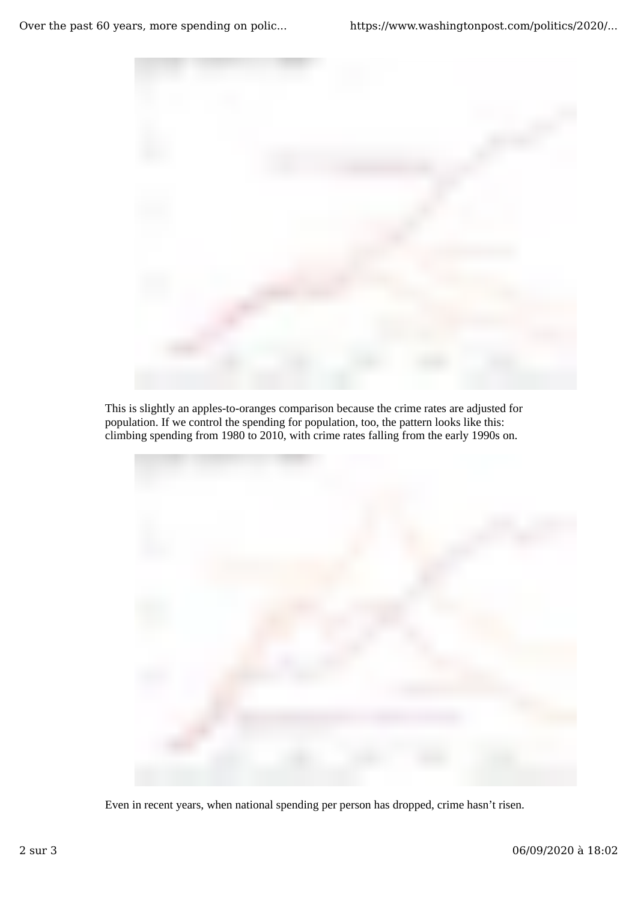This is slightly an apples-to-oranges comparison because the crime rates are adjusted for population. If we control the spending for population, too, the pattern looks like this: climbing spending from 1980 to 2010, with crime rates falling from the early 1990s on.

Even in recent years, when national spending per person has dropped, crime hasn't risen.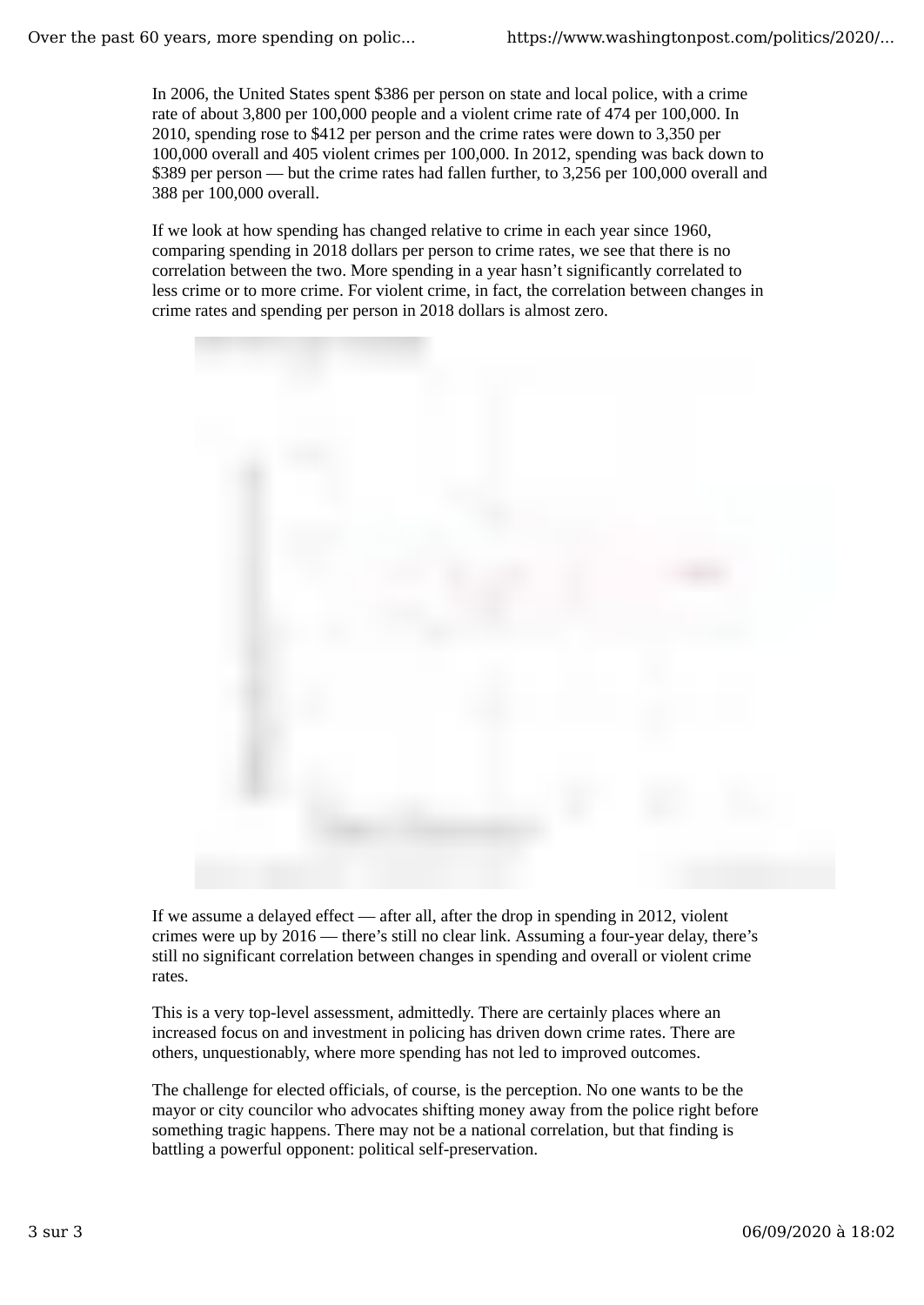In 2006, the United States spent $386 per person on state and local police, with a crime rate of about 3,800 per 100,000 people and a violent crime rate of 474 per 100,000. In 2010, spending rose to $412 per person and the crime rates were down to 3,350 per 100,000 overall and 405 violent crimes per 100,000. In 2012, spending was back down to $389 per person — but the crime rates had fallen further, to 3,256 per 100,000 overall and 388 per 100,000 overall.

If we look at how spending has changed relative to crime in each year since 1960, comparing spending in 2018 dollars per person to crime rates, we see that there is no correlation between the two. More spending in a year hasn't significantly correlated to less crime or to more crime. For violent crime, in fact, the correlation between changes in crime rates and spending per person in 2018 dollars is almost zero.

If we assume a delayed effect — after all, after the drop in spending in 2012, violent crimes were up by 2016 — there's still no clear link. Assuming a four-year delay, there's still no significant correlation between changes in spending and overall or violent crime rates.

This is a very top-level assessment, admittedly. There are certainly places where an increased focus on and investment in policing has driven down crime rates. There are others, unquestionably, where more spending has not led to improved outcomes.

The challenge for elected officials, of course, is the perception. No one wants to be the mayor or city councilor who advocates shifting money away from the police right before something tragic happens. There may not be a national correlation, but that finding is battling a powerful opponent: political self-preservation.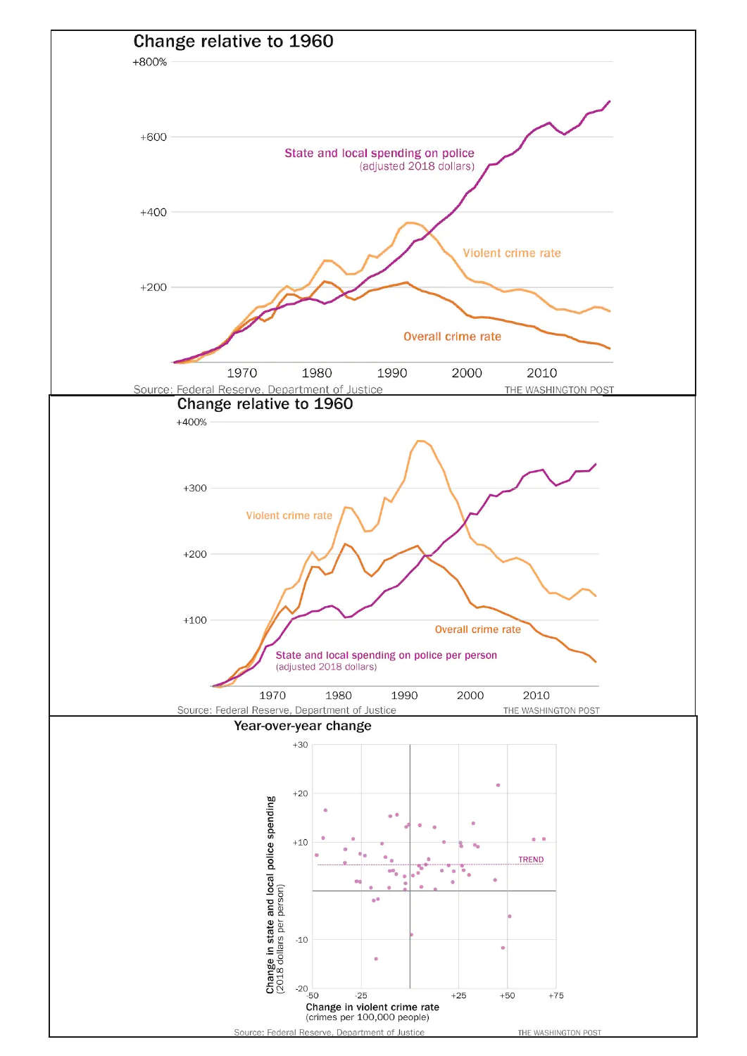## Change relative to 1960

+800%

+600

+400

+200

State and local spending on police
(adjusted 2018 dollars)

Violent crime rate

Overall crime rate

1970
1980
1990
2000
2010

Source: Federal Reserve, Department of Justice

THE WASHINGTON POST

## Change relative to 1960

+400%

+300

+200

+100

Violent crime rate

Overall crime rate

State and local spending on police per person
(adjusted 2018 dollars)

1970
1980
1990
2000
2010

Source: Federal Reserve, Department of Justice

THE WASHINGTON POST

## Year-over-year change

+30

+20

+10

-10

-20

TREND

Change in state and local police spending
(2018 dollars per person)

-50
-25
+25
+50
+75

Change in violent crime rate
(crimes per 100,000 people)

Source: Federal Reserve, Department of Justice

THE WASHINGTON POST